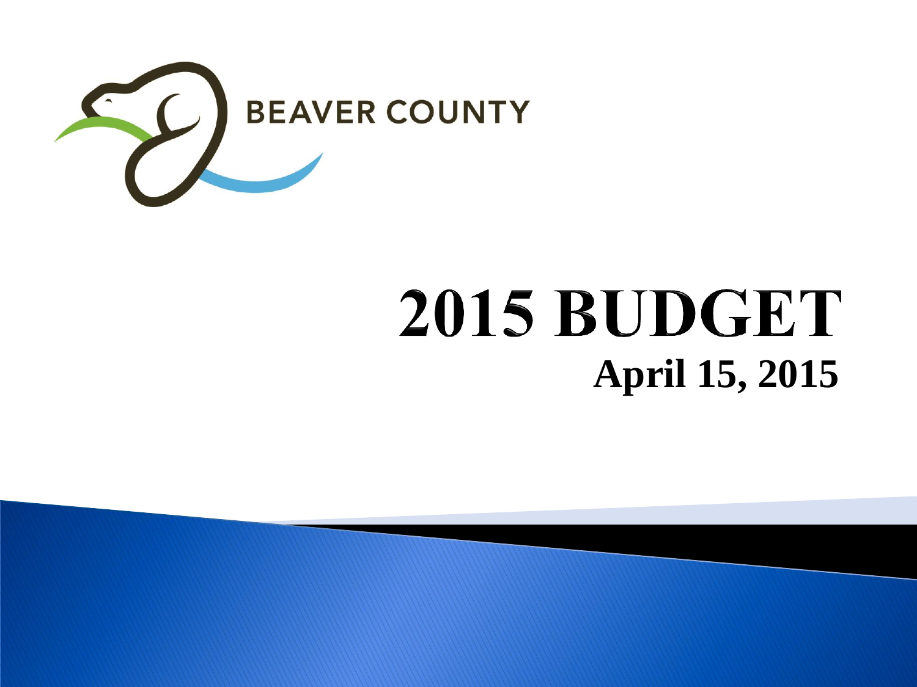BEAVER COUNTY

# 2015 BUDGET

**April 15, 2015**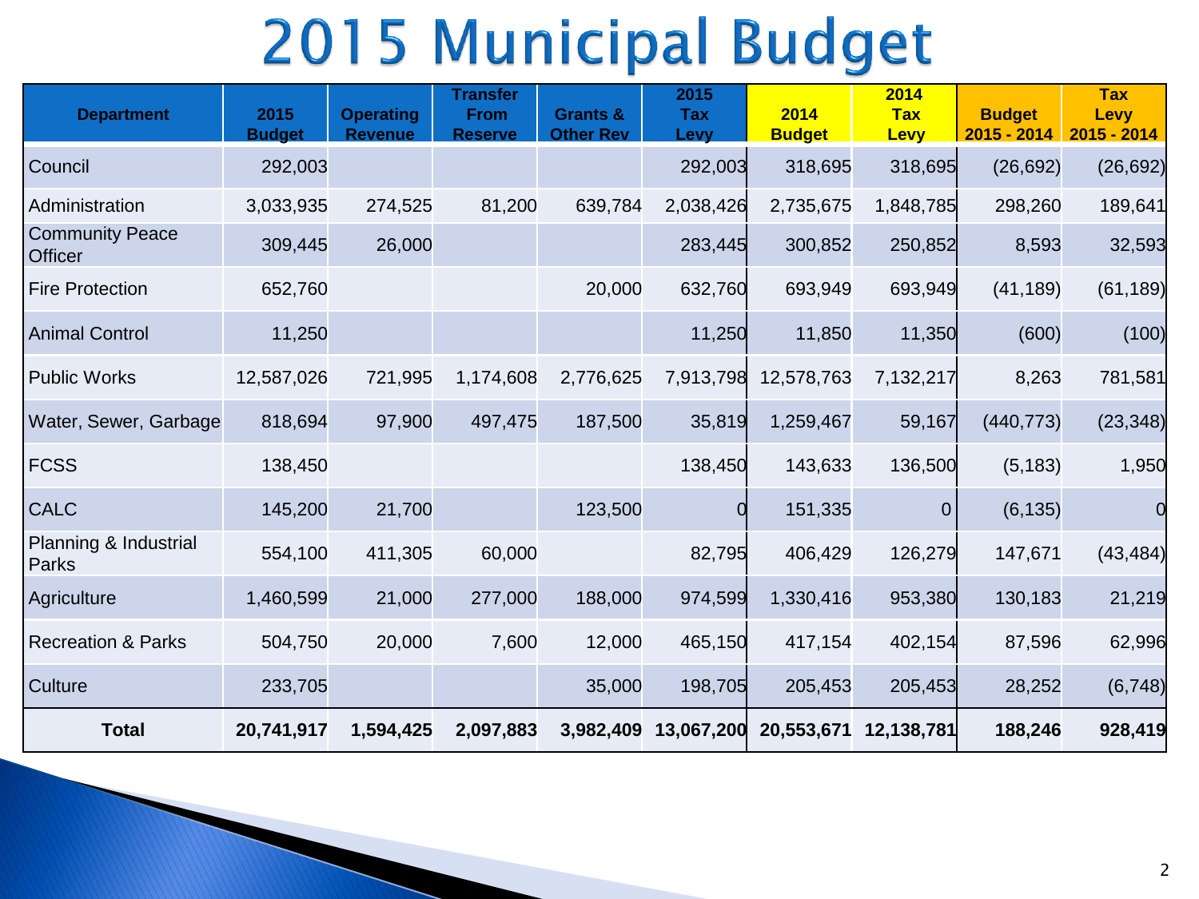# 2015 Municipal Budget

| Department | 2015 Budget | Operating Revenue | Transfer From Reserve | Grants & Other Rev | 2015 Tax Levy | 2014 Budget | 2014 Tax Levy | Budget 2015 - 2014 | Tax Levy 2015 - 2014 |
|---|---|---|---|---|---|---|---|---|---|
| Council | 292,003 | | | | 292,003 | 318,695 | 318,695 | (26,692) | (26,692) |
| Administration | 3,033,935 | 274,525 | 81,200 | 639,784 | 2,038,426 | 2,735,675 | 1,848,785 | 298,260 | 189,641 |
| Community Peace Officer | 309,445 | 26,000 | | | 283,445 | 300,852 | 250,852 | 8,593 | 32,593 |
| Fire Protection | 652,760 | | | 20,000 | 632,760 | 693,949 | 693,949 | (41,189) | (61,189) |
| Animal Control | 11,250 | | | | 11,250 | 11,850 | 11,350 | (600) | (100) |
| Public Works | 12,587,026 | 721,995 | 1,174,608 | 2,776,625 | 7,913,798 | 12,578,763 | 7,132,217 | 8,263 | 781,581 |
| Water, Sewer, Garbage | 818,694 | 97,900 | 497,475 | 187,500 | 35,819 | 1,259,467 | 59,167 | (440,773) | (23,348) |
| FCSS | 138,450 | | | | 138,450 | 143,633 | 136,500 | (5,183) | 1,950 |
| CALC | 145,200 | 21,700 | | 123,500 | 0 | 151,335 | 0 | (6,135) | 0 |
| Planning & Industrial Parks | 554,100 | 411,305 | 60,000 | | 82,795 | 406,429 | 126,279 | 147,671 | (43,484) |
| Agriculture | 1,460,599 | 21,000 | 277,000 | 188,000 | 974,599 | 1,330,416 | 953,380 | 130,183 | 21,219 |
| Recreation & Parks | 504,750 | 20,000 | 7,600 | 12,000 | 465,150 | 417,154 | 402,154 | 87,596 | 62,996 |
| Culture | 233,705 | | | 35,000 | 198,705 | 205,453 | 205,453 | 28,252 | (6,748) |
| **Total** | **20,741,917** | **1,594,425** | **2,097,883** | **3,982,409** | **13,067,200** | **20,553,671** | **12,138,781** | **188,246** | **928,419** |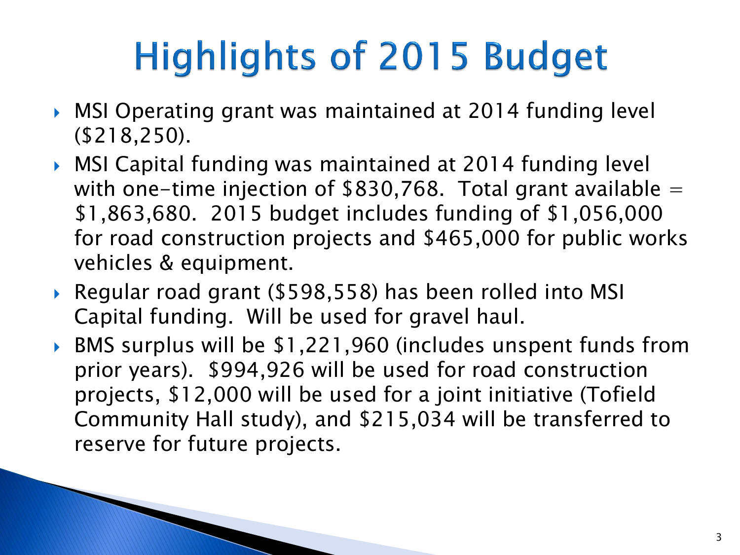# Highlights of 2015 Budget

- MSI Operating grant was maintained at 2014 funding level ($218,250).
- MSI Capital funding was maintained at 2014 funding level with one-time injection of $830,768. Total grant available = $1,863,680. 2015 budget includes funding of $1,056,000 for road construction projects and $465,000 for public works vehicles & equipment.
- Regular road grant ($598,558) has been rolled into MSI Capital funding. Will be used for gravel haul.
- BMS surplus will be $1,221,960 (includes unspent funds from prior years). $994,926 will be used for road construction projects, $12,000 will be used for a joint initiative (Tofield Community Hall study), and $215,034 will be transferred to reserve for future projects.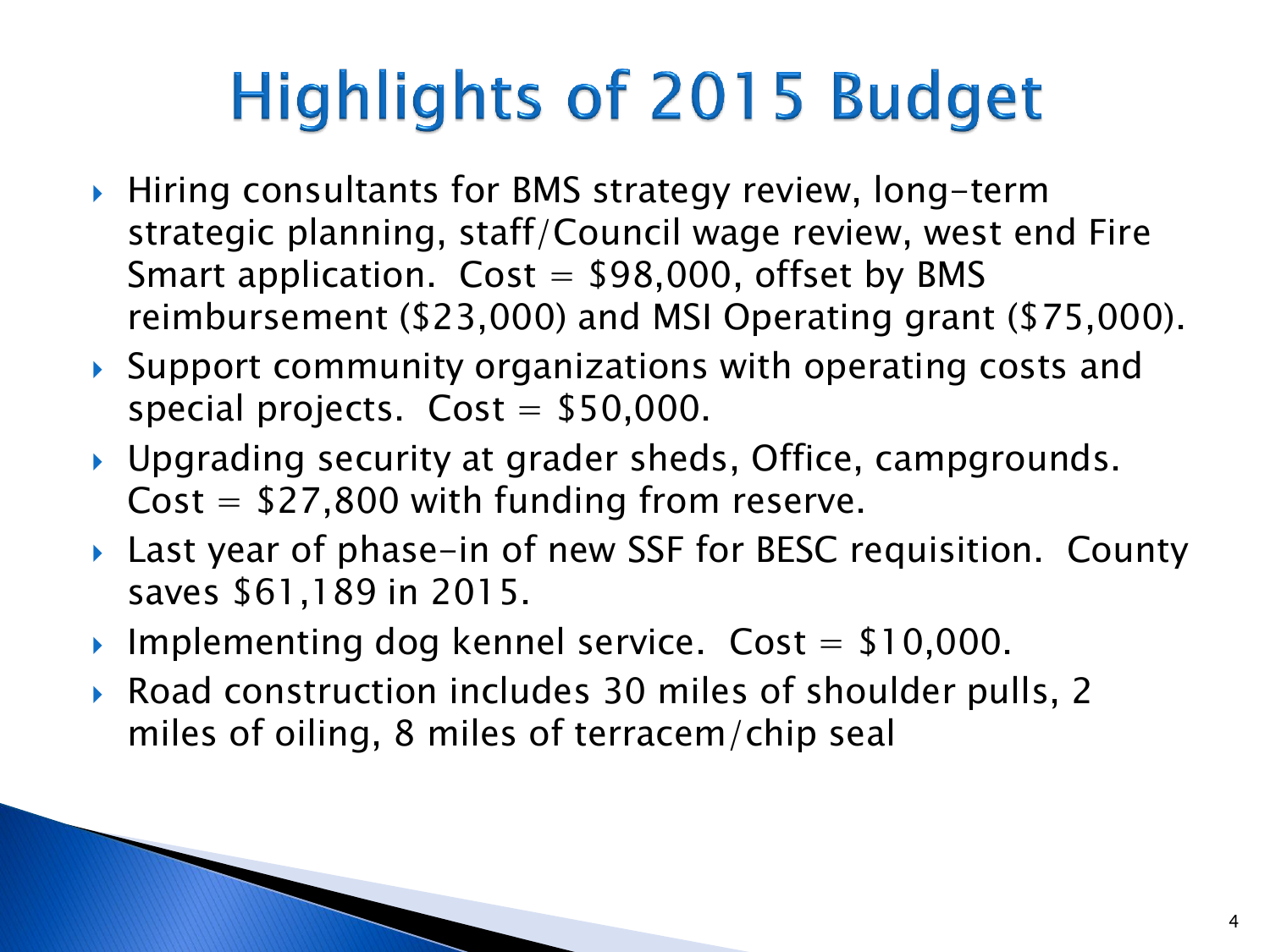# Highlights of 2015 Budget

- Hiring consultants for BMS strategy review, long-term strategic planning, staff/Council wage review, west end Fire Smart application. Cost = $98,000, offset by BMS reimbursement ($23,000) and MSI Operating grant ($75,000).
- Support community organizations with operating costs and special projects. Cost = $50,000.
- Upgrading security at grader sheds, Office, campgrounds. Cost = $27,800 with funding from reserve.
- Last year of phase-in of new SSF for BESC requisition. County saves $61,189 in 2015.
- Implementing dog kennel service. Cost = $10,000.
- Road construction includes 30 miles of shoulder pulls, 2 miles of oiling, 8 miles of terracem/chip seal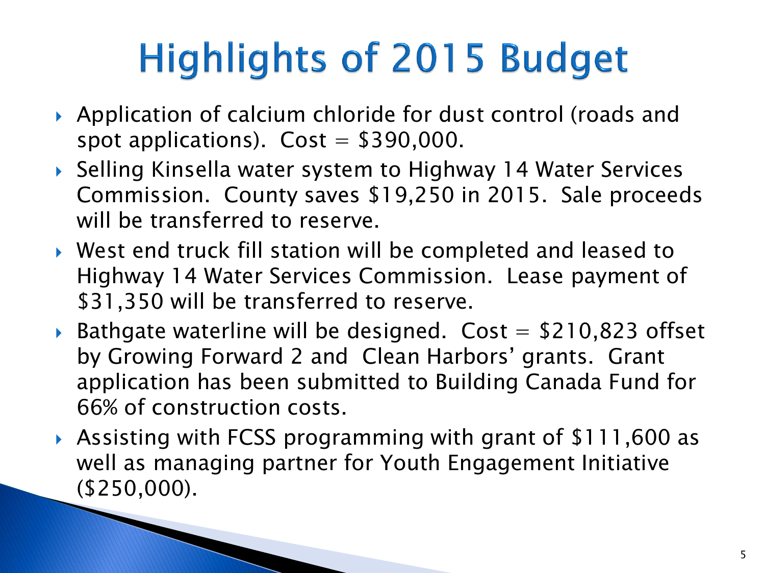# Highlights of 2015 Budget

- Application of calcium chloride for dust control (roads and spot applications). Cost = $390,000.
- Selling Kinsella water system to Highway 14 Water Services Commission. County saves $19,250 in 2015. Sale proceeds will be transferred to reserve.
- West end truck fill station will be completed and leased to Highway 14 Water Services Commission. Lease payment of $31,350 will be transferred to reserve.
- Bathgate waterline will be designed. Cost = $210,823 offset by Growing Forward 2 and Clean Harbors' grants. Grant application has been submitted to Building Canada Fund for 66% of construction costs.
- Assisting with FCSS programming with grant of $111,600 as well as managing partner for Youth Engagement Initiative ($250,000).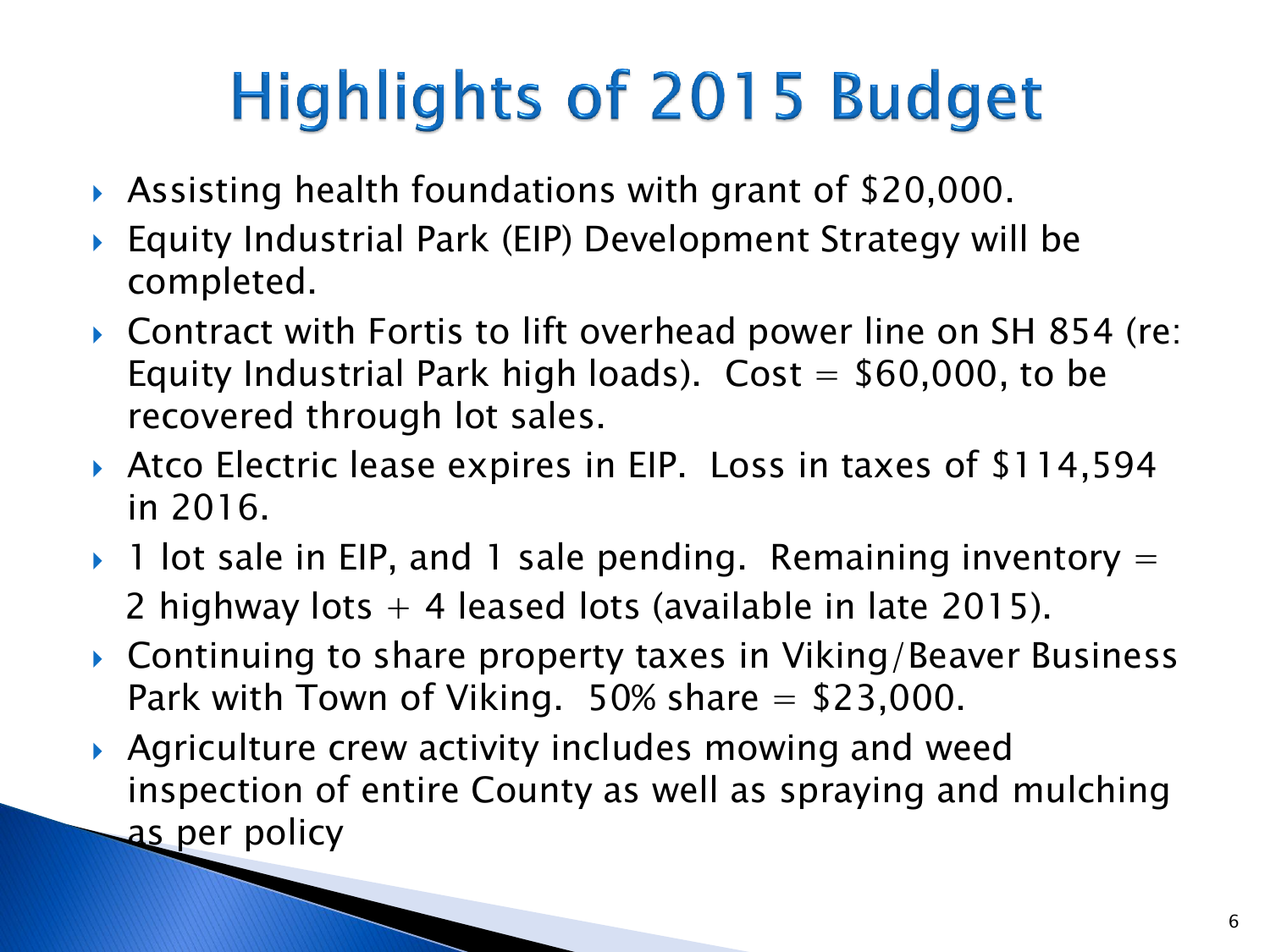# Highlights of 2015 Budget

- Assisting health foundations with grant of $20,000.
- Equity Industrial Park (EIP) Development Strategy will be completed.
- Contract with Fortis to lift overhead power line on SH 854 (re: Equity Industrial Park high loads). Cost = $60,000, to be recovered through lot sales.
- Atco Electric lease expires in EIP. Loss in taxes of $114,594 in 2016.
- 1 lot sale in EIP, and 1 sale pending. Remaining inventory = 2 highway lots + 4 leased lots (available in late 2015).
- Continuing to share property taxes in Viking/Beaver Business Park with Town of Viking. 50% share = $23,000.
- Agriculture crew activity includes mowing and weed inspection of entire County as well as spraying and mulching as per policy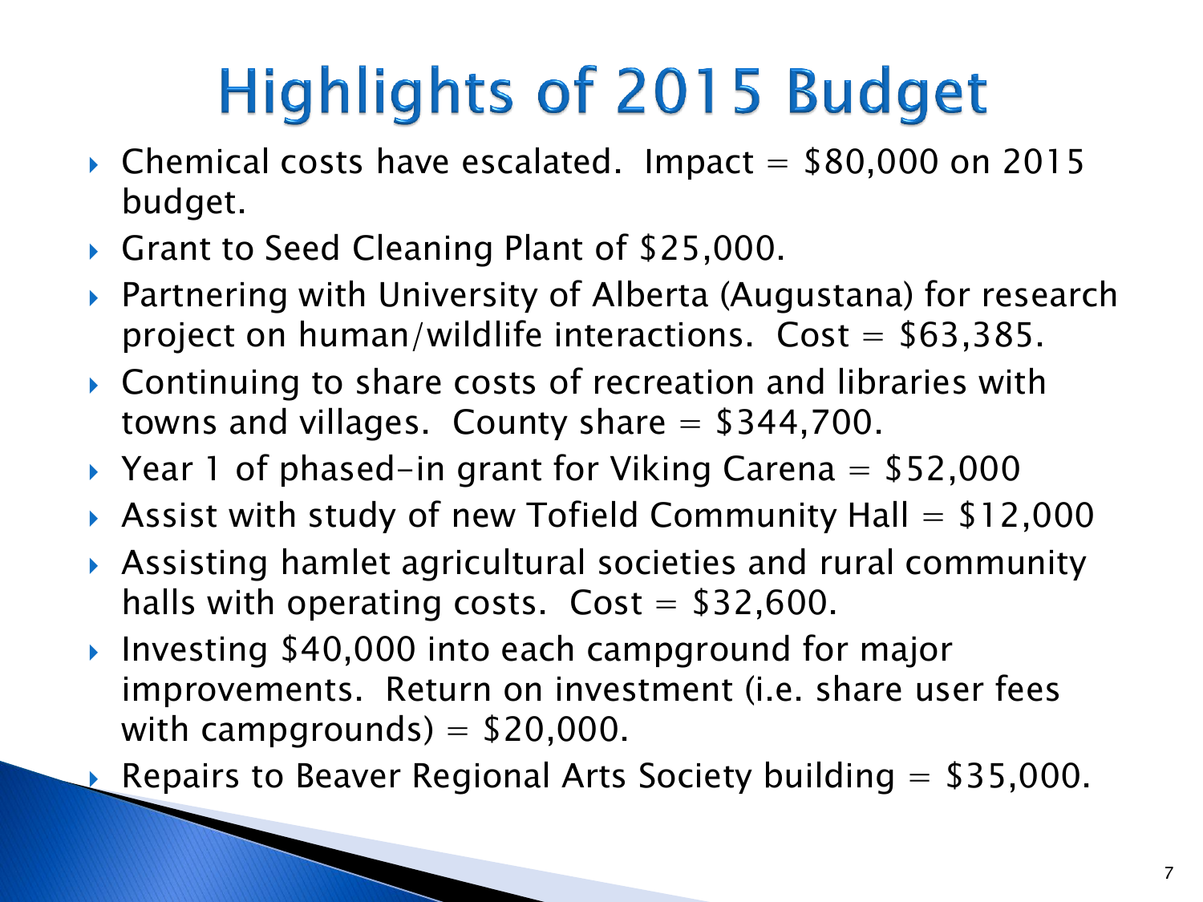# Highlights of 2015 Budget

- Chemical costs have escalated. Impact = $80,000 on 2015 budget.
- Grant to Seed Cleaning Plant of $25,000.
- Partnering with University of Alberta (Augustana) for research project on human/wildlife interactions. Cost = $63,385.
- Continuing to share costs of recreation and libraries with towns and villages. County share = $344,700.
- Year 1 of phased-in grant for Viking Carena = $52,000
- Assist with study of new Tofield Community Hall = $12,000
- Assisting hamlet agricultural societies and rural community halls with operating costs. Cost = $32,600.
- Investing $40,000 into each campground for major improvements. Return on investment (i.e. share user fees with campgrounds) = $20,000.
- Repairs to Beaver Regional Arts Society building = $35,000.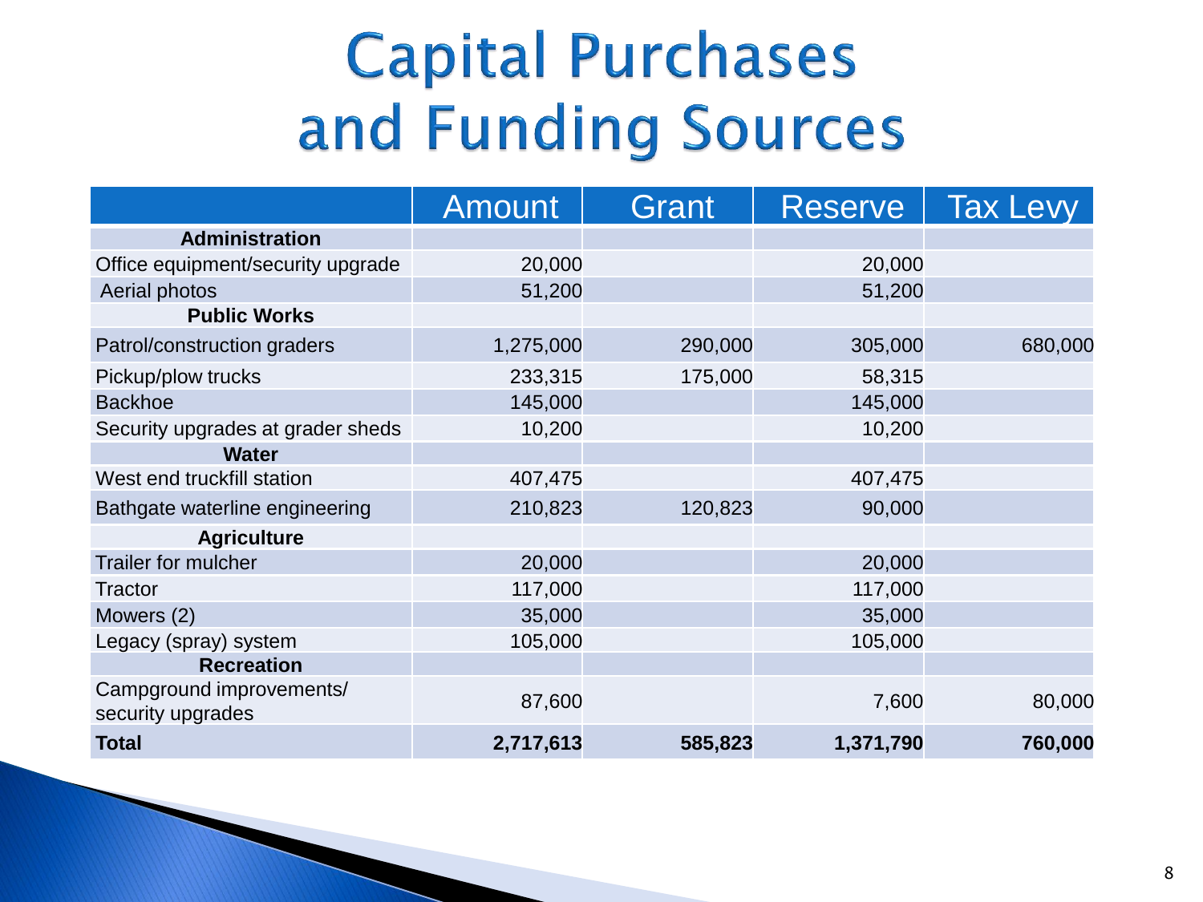# Capital Purchases and Funding Sources

| | Amount | Grant | Reserve | Tax Levy |
|---|---|---|---|---|
| **Administration** | | | | |
| Office equipment/security upgrade | 20,000 | | 20,000 | |
| Aerial photos | 51,200 | | 51,200 | |
| **Public Works** | | | | |
| Patrol/construction graders | 1,275,000 | 290,000 | 305,000 | 680,000 |
| Pickup/plow trucks | 233,315 | 175,000 | 58,315 | |
| Backhoe | 145,000 | | 145,000 | |
| Security upgrades at grader sheds | 10,200 | | 10,200 | |
| **Water** | | | | |
| West end truckfill station | 407,475 | | 407,475 | |
| Bathgate waterline engineering | 210,823 | 120,823 | 90,000 | |
| **Agriculture** | | | | |
| Trailer for mulcher | 20,000 | | 20,000 | |
| Tractor | 117,000 | | 117,000 | |
| Mowers (2) | 35,000 | | 35,000 | |
| Legacy (spray) system | 105,000 | | 105,000 | |
| **Recreation** | | | | |
| Campground improvements/ security upgrades | 87,600 | | 7,600 | 80,000 |
| **Total** | **2,717,613** | **585,823** | **1,371,790** | **760,000** |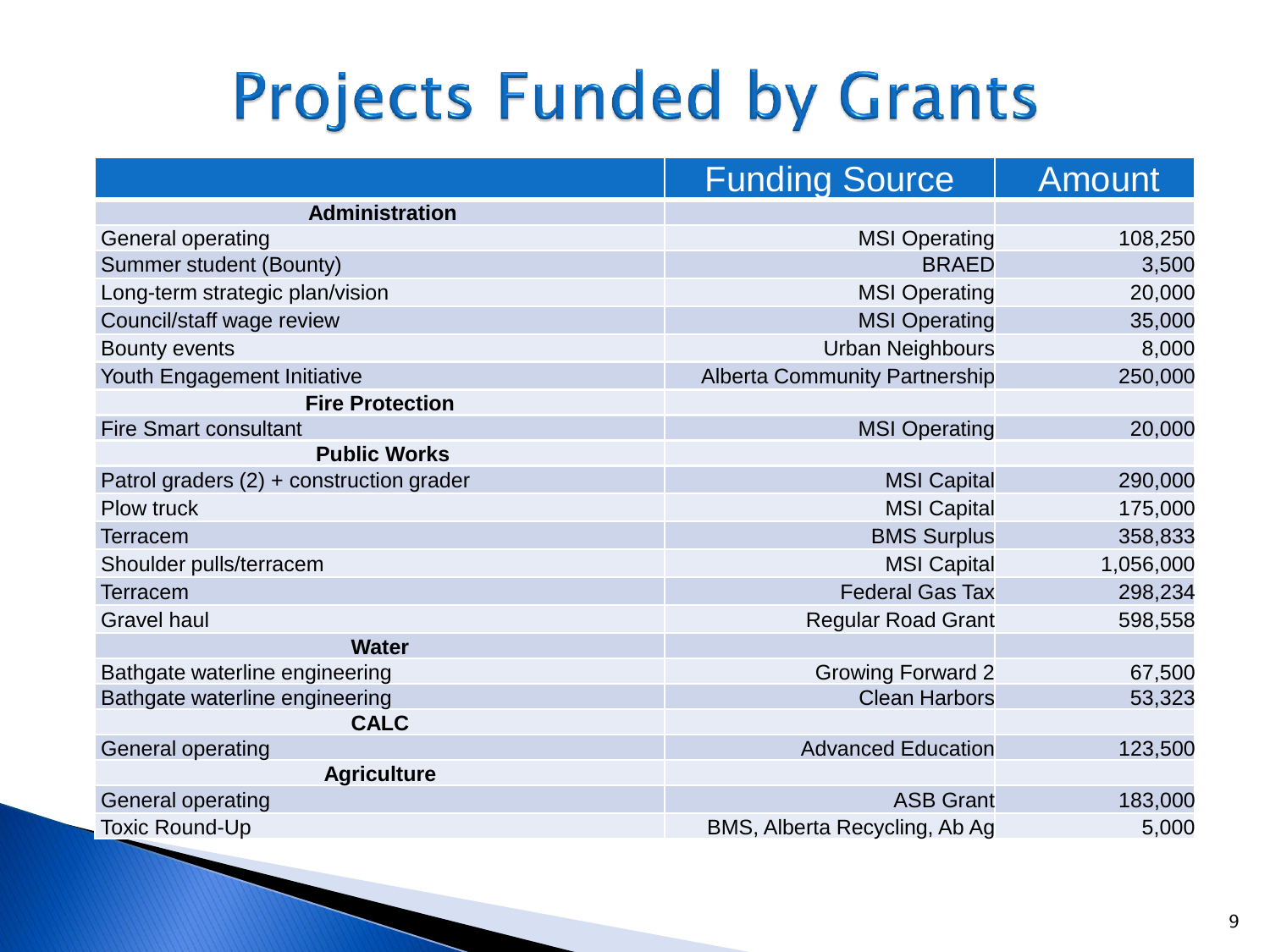# Projects Funded by Grants

| | Funding Source | Amount |
|---|---|---|
| **Administration** | | |
| General operating | MSI Operating | 108,250 |
| Summer student (Bounty) | BRAED | 3,500 |
| Long-term strategic plan/vision | MSI Operating | 20,000 |
| Council/staff wage review | MSI Operating | 35,000 |
| Bounty events | Urban Neighbours | 8,000 |
| Youth Engagement Initiative | Alberta Community Partnership | 250,000 |
| **Fire Protection** | | |
| Fire Smart consultant | MSI Operating | 20,000 |
| **Public Works** | | |
| Patrol graders (2) + construction grader | MSI Capital | 290,000 |
| Plow truck | MSI Capital | 175,000 |
| Terracem | BMS Surplus | 358,833 |
| Shoulder pulls/terracem | MSI Capital | 1,056,000 |
| Terracem | Federal Gas Tax | 298,234 |
| Gravel haul | Regular Road Grant | 598,558 |
| **Water** | | |
| Bathgate waterline engineering | Growing Forward 2 | 67,500 |
| Bathgate waterline engineering | Clean Harbors | 53,323 |
| **CALC** | | |
| General operating | Advanced Education | 123,500 |
| **Agriculture** | | |
| General operating | ASB Grant | 183,000 |
| Toxic Round-Up | BMS, Alberta Recycling, Ab Ag | 5,000 |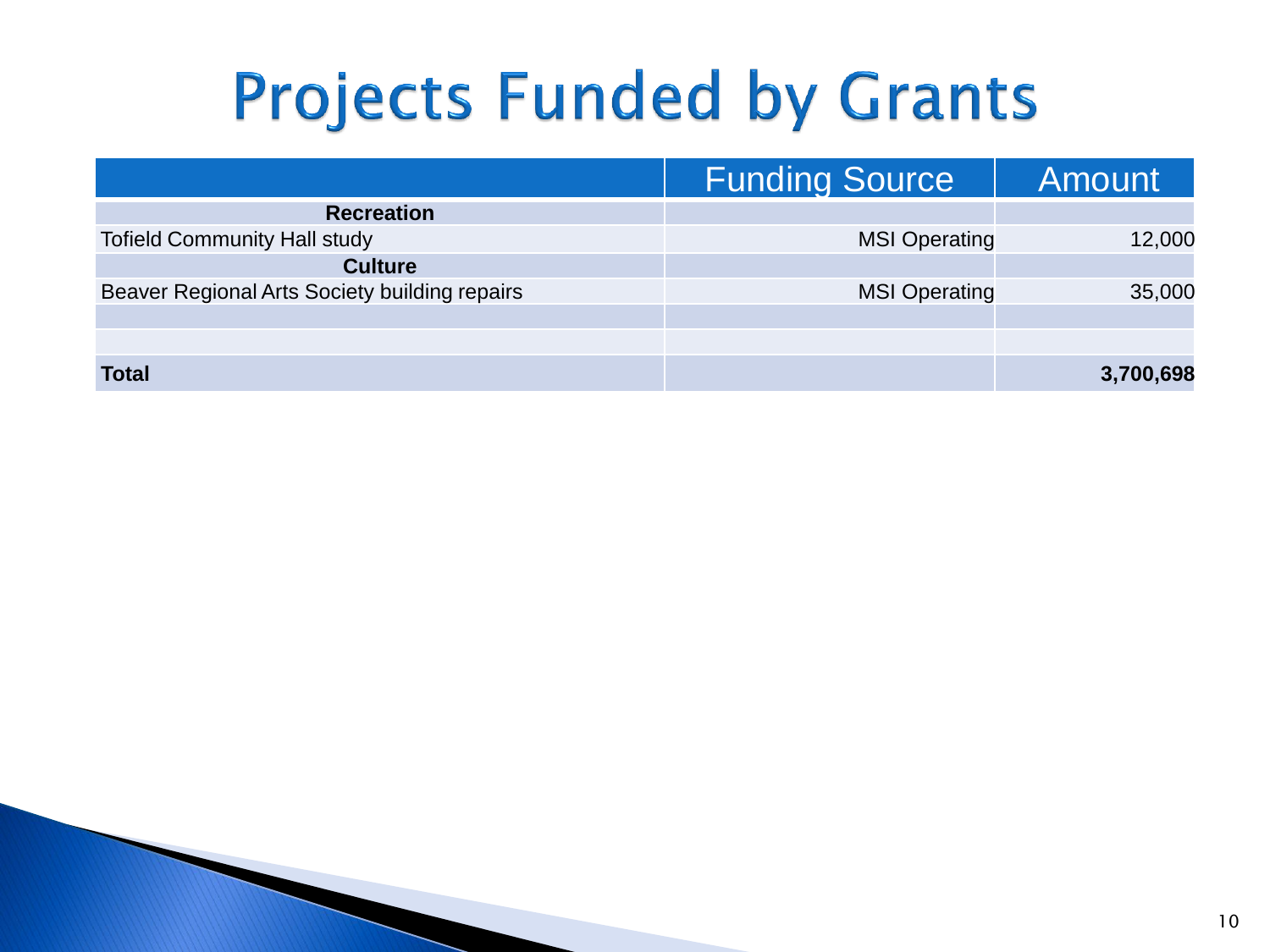# Projects Funded by Grants

| | Funding Source | Amount |
|---|---|---|
| **Recreation** | | |
| Tofield Community Hall study | MSI Operating | 12,000 |
| **Culture** | | |
| Beaver Regional Arts Society building repairs | MSI Operating | 35,000 |
| | | |
| | | |
| **Total** | | **3,700,698** |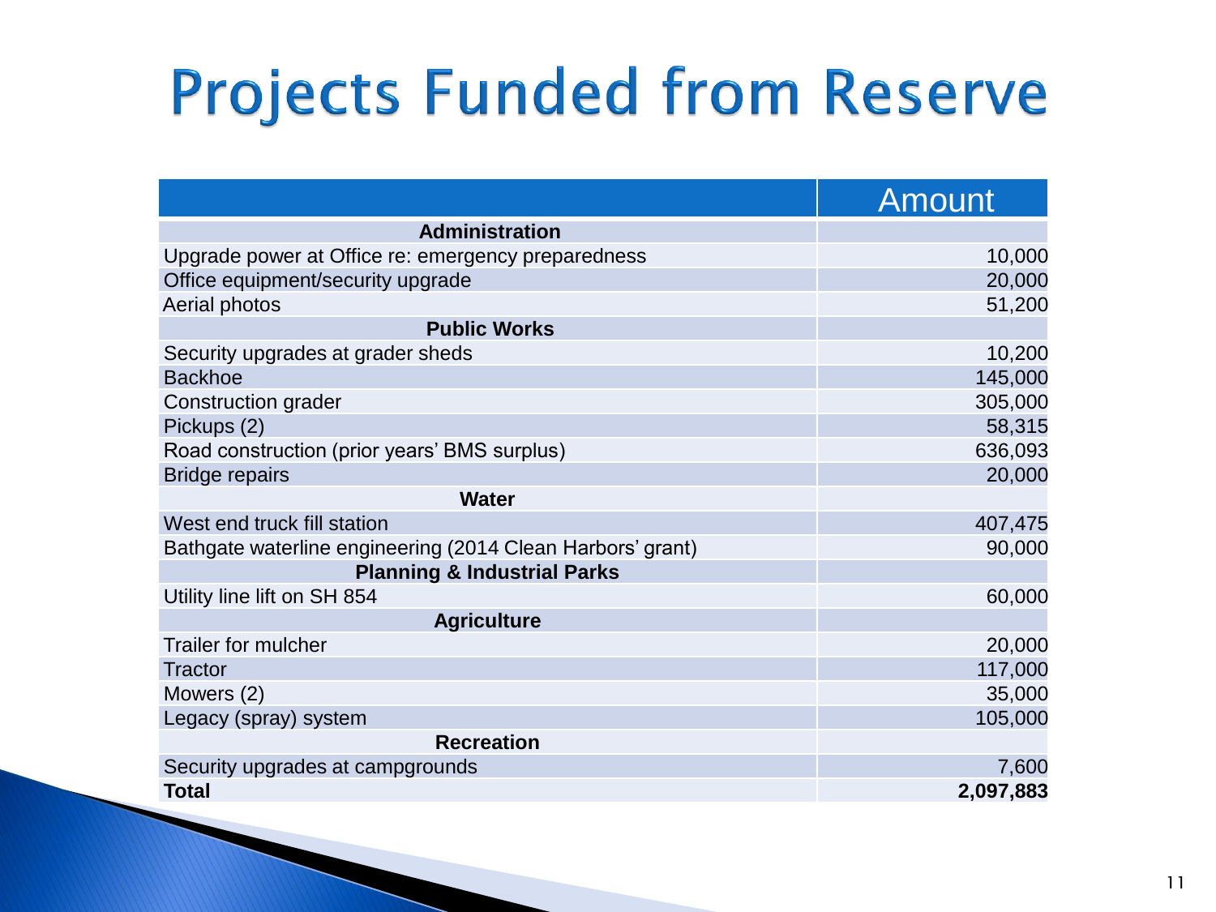# Projects Funded from Reserve

| | Amount |
|---|---:|
| **Administration** | |
| Upgrade power at Office re: emergency preparedness | 10,000 |
| Office equipment/security upgrade | 20,000 |
| Aerial photos | 51,200 |
| **Public Works** | |
| Security upgrades at grader sheds | 10,200 |
| Backhoe | 145,000 |
| Construction grader | 305,000 |
| Pickups (2) | 58,315 |
| Road construction (prior years' BMS surplus) | 636,093 |
| Bridge repairs | 20,000 |
| **Water** | |
| West end truck fill station | 407,475 |
| Bathgate waterline engineering (2014 Clean Harbors' grant) | 90,000 |
| **Planning & Industrial Parks** | |
| Utility line lift on SH 854 | 60,000 |
| **Agriculture** | |
| Trailer for mulcher | 20,000 |
| Tractor | 117,000 |
| Mowers (2) | 35,000 |
| Legacy (spray) system | 105,000 |
| **Recreation** | |
| Security upgrades at campgrounds | 7,600 |
| **Total** | **2,097,883** |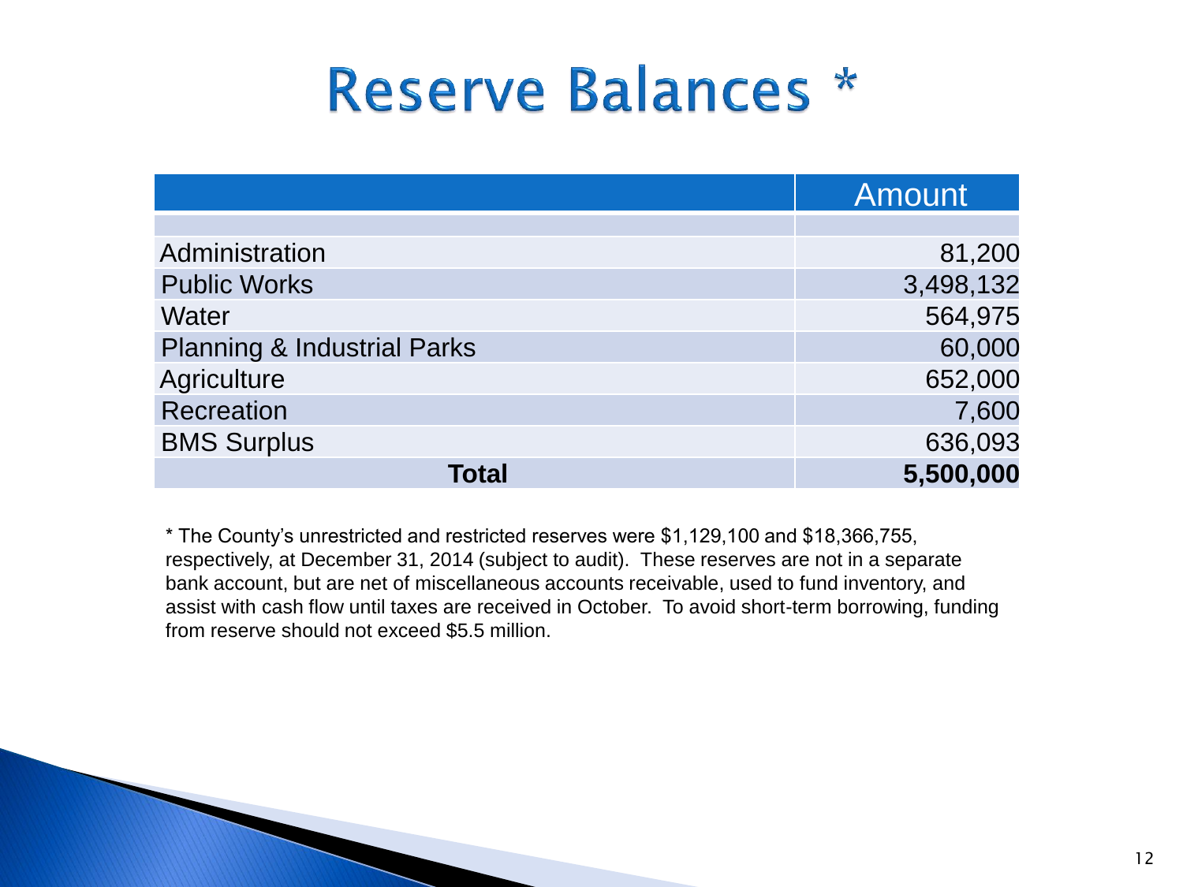# Reserve Balances *

| | Amount |
|---|---|
| | |
| Administration | 81,200 |
| Public Works | 3,498,132 |
| Water | 564,975 |
| Planning & Industrial Parks | 60,000 |
| Agriculture | 652,000 |
| Recreation | 7,600 |
| BMS Surplus | 636,093 |
| **Total** | **5,500,000** |

* The County's unrestricted and restricted reserves were $1,129,100 and $18,366,755, respectively, at December 31, 2014 (subject to audit). These reserves are not in a separate bank account, but are net of miscellaneous accounts receivable, used to fund inventory, and assist with cash flow until taxes are received in October. To avoid short-term borrowing, funding from reserve should not exceed $5.5 million.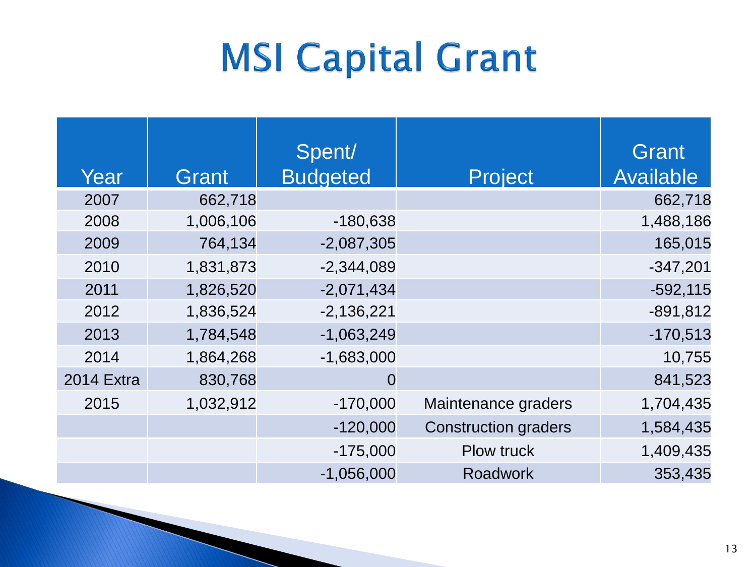# MSI Capital Grant

| Year | Grant | Spent/ Budgeted | Project | Grant Available |
|---|---|---|---|---|
| 2007 | 662,718 | | | 662,718 |
| 2008 | 1,006,106 | -180,638 | | 1,488,186 |
| 2009 | 764,134 | -2,087,305 | | 165,015 |
| 2010 | 1,831,873 | -2,344,089 | | -347,201 |
| 2011 | 1,826,520 | -2,071,434 | | -592,115 |
| 2012 | 1,836,524 | -2,136,221 | | -891,812 |
| 2013 | 1,784,548 | -1,063,249 | | -170,513 |
| 2014 | 1,864,268 | -1,683,000 | | 10,755 |
| 2014 Extra | 830,768 | 0 | | 841,523 |
| 2015 | 1,032,912 | -170,000 | Maintenance graders | 1,704,435 |
| | | -120,000 | Construction graders | 1,584,435 |
| | | -175,000 | Plow truck | 1,409,435 |
| | | -1,056,000 | Roadwork | 353,435 |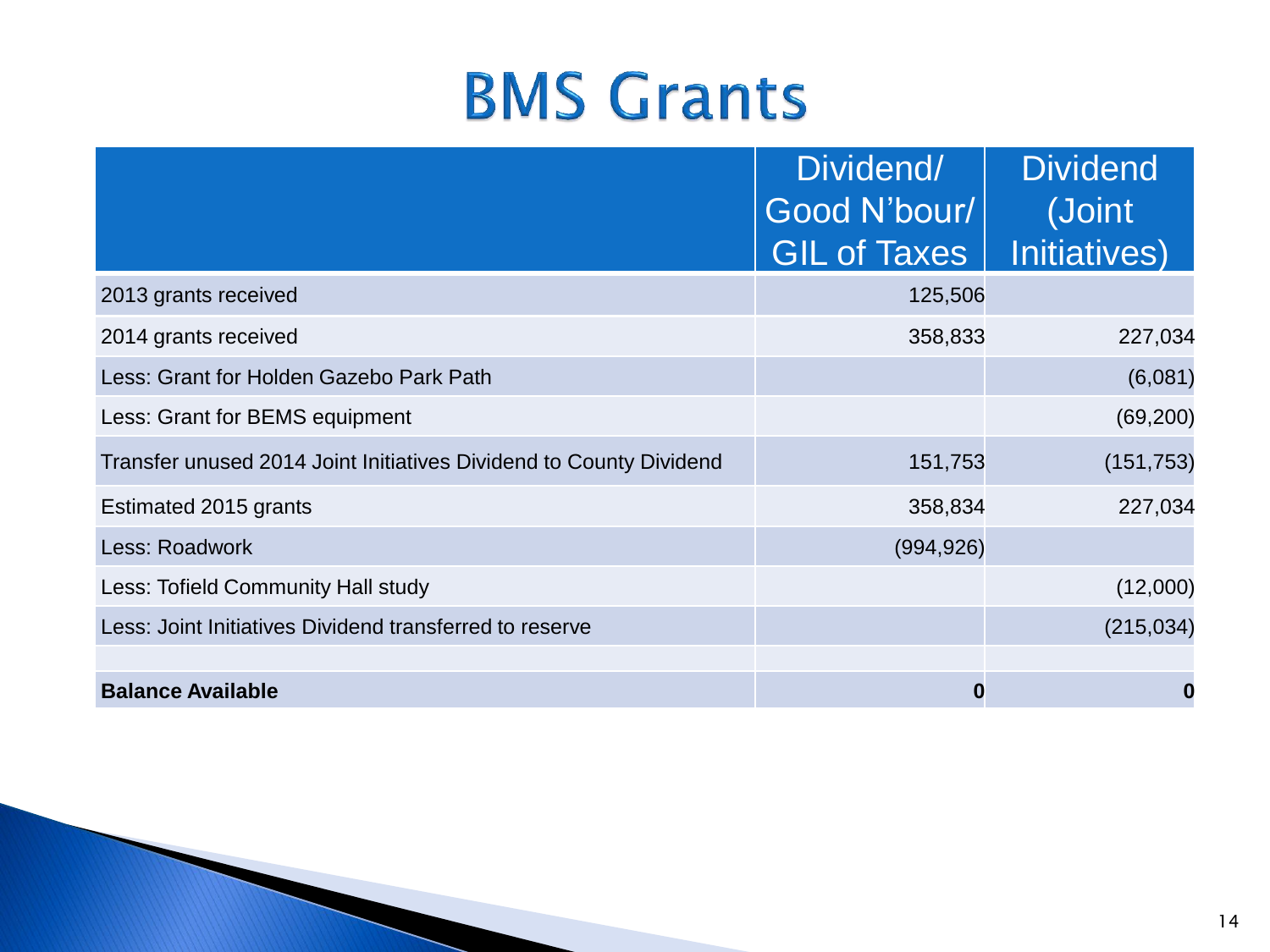# BMS Grants

| | Dividend/ Good N'bour/ GIL of Taxes | Dividend (Joint Initiatives) |
|---|---|---|
| 2013 grants received | 125,506 | |
| 2014 grants received | 358,833 | 227,034 |
| Less: Grant for Holden Gazebo Park Path | | (6,081) |
| Less: Grant for BEMS equipment | | (69,200) |
| Transfer unused 2014 Joint Initiatives Dividend to County Dividend | 151,753 | (151,753) |
| Estimated 2015 grants | 358,834 | 227,034 |
| Less: Roadwork | (994,926) | |
| Less: Tofield Community Hall study | | (12,000) |
| Less: Joint Initiatives Dividend transferred to reserve | | (215,034) |
| | | |
| **Balance Available** | **0** | **0** |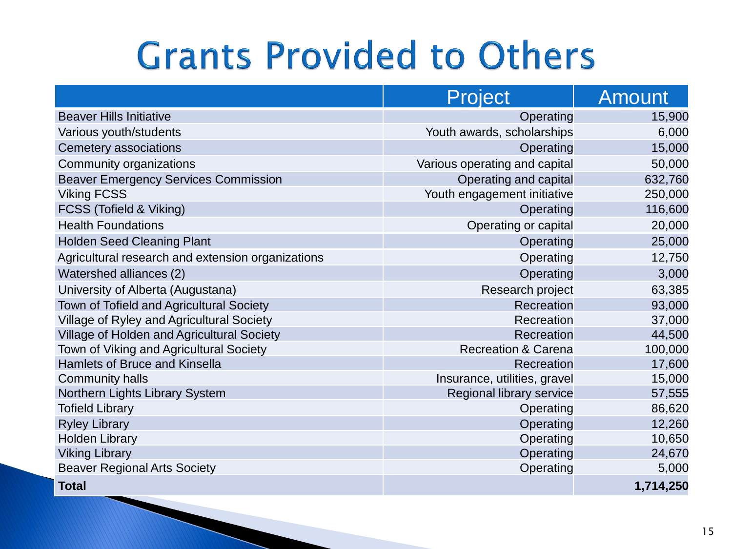# Grants Provided to Others

| | Project | Amount |
|---|---|---|
| Beaver Hills Initiative | Operating | 15,900 |
| Various youth/students | Youth awards, scholarships | 6,000 |
| Cemetery associations | Operating | 15,000 |
| Community organizations | Various operating and capital | 50,000 |
| Beaver Emergency Services Commission | Operating and capital | 632,760 |
| Viking FCSS | Youth engagement initiative | 250,000 |
| FCSS (Tofield & Viking) | Operating | 116,600 |
| Health Foundations | Operating or capital | 20,000 |
| Holden Seed Cleaning Plant | Operating | 25,000 |
| Agricultural research and extension organizations | Operating | 12,750 |
| Watershed alliances (2) | Operating | 3,000 |
| University of Alberta (Augustana) | Research project | 63,385 |
| Town of Tofield and Agricultural Society | Recreation | 93,000 |
| Village of Ryley and Agricultural Society | Recreation | 37,000 |
| Village of Holden and Agricultural Society | Recreation | 44,500 |
| Town of Viking and Agricultural Society | Recreation & Carena | 100,000 |
| Hamlets of Bruce and Kinsella | Recreation | 17,600 |
| Community halls | Insurance, utilities, gravel | 15,000 |
| Northern Lights Library System | Regional library service | 57,555 |
| Tofield Library | Operating | 86,620 |
| Ryley Library | Operating | 12,260 |
| Holden Library | Operating | 10,650 |
| Viking Library | Operating | 24,670 |
| Beaver Regional Arts Society | Operating | 5,000 |
| **Total** | | **1,714,250** |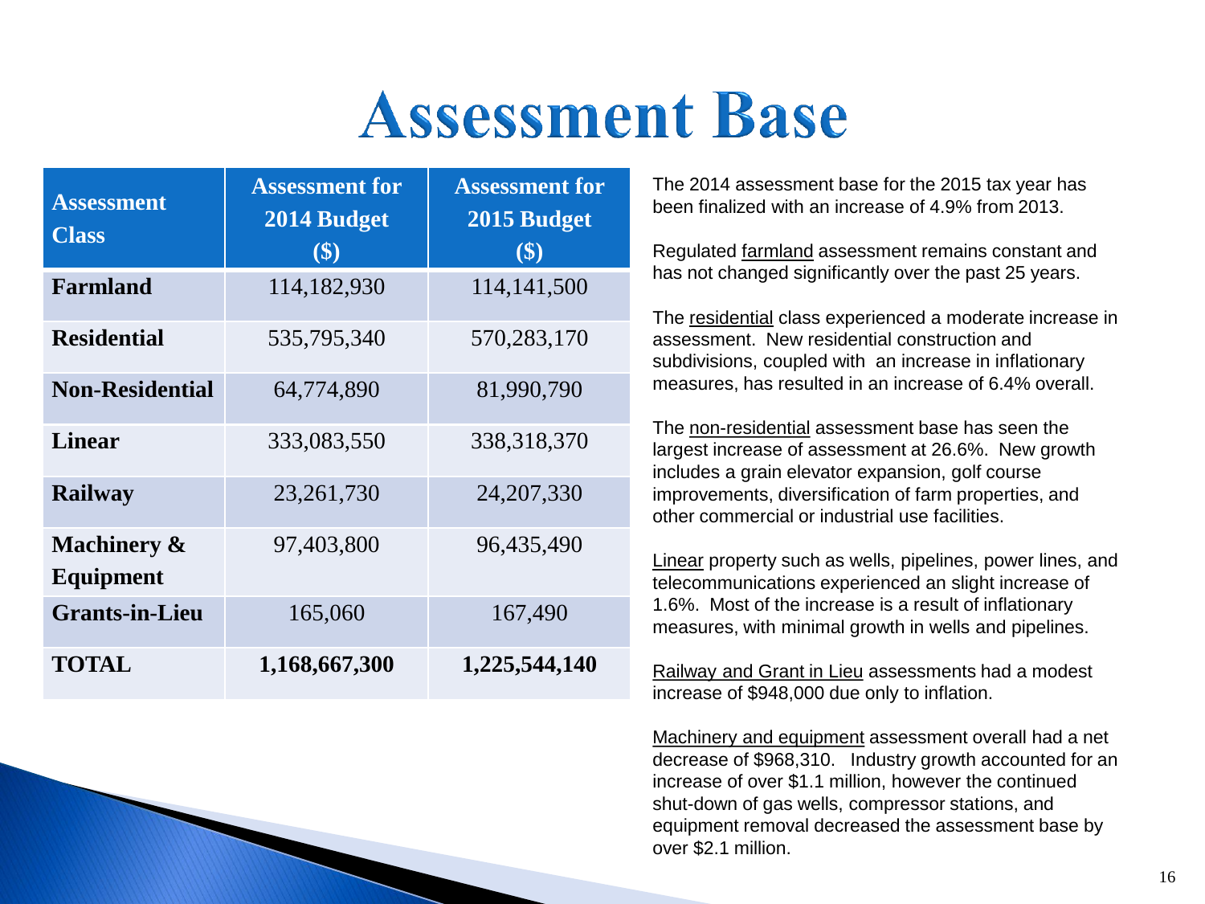# Assessment Base

| Assessment Class | Assessment for 2014 Budget ($) | Assessment for 2015 Budget ($) |
|---|---|---|
| **Farmland** | 114,182,930 | 114,141,500 |
| **Residential** | 535,795,340 | 570,283,170 |
| **Non-Residential** | 64,774,890 | 81,990,790 |
| **Linear** | 333,083,550 | 338,318,370 |
| **Railway** | 23,261,730 | 24,207,330 |
| **Machinery & Equipment** | 97,403,800 | 96,435,490 |
| **Grants-in-Lieu** | 165,060 | 167,490 |
| **TOTAL** | **1,168,667,300** | **1,225,544,140** |

The 2014 assessment base for the 2015 tax year has been finalized with an increase of 4.9% from 2013.

Regulated farmland assessment remains constant and has not changed significantly over the past 25 years.

The residential class experienced a moderate increase in assessment. New residential construction and subdivisions, coupled with an increase in inflationary measures, has resulted in an increase of 6.4% overall.

The non-residential assessment base has seen the largest increase of assessment at 26.6%. New growth includes a grain elevator expansion, golf course improvements, diversification of farm properties, and other commercial or industrial use facilities.

Linear property such as wells, pipelines, power lines, and telecommunications experienced an slight increase of 1.6%. Most of the increase is a result of inflationary measures, with minimal growth in wells and pipelines.

Railway and Grant in Lieu assessments had a modest increase of $948,000 due only to inflation.

Machinery and equipment assessment overall had a net decrease of $968,310. Industry growth accounted for an increase of over $1.1 million, however the continued shut-down of gas wells, compressor stations, and equipment removal decreased the assessment base by over $2.1 million.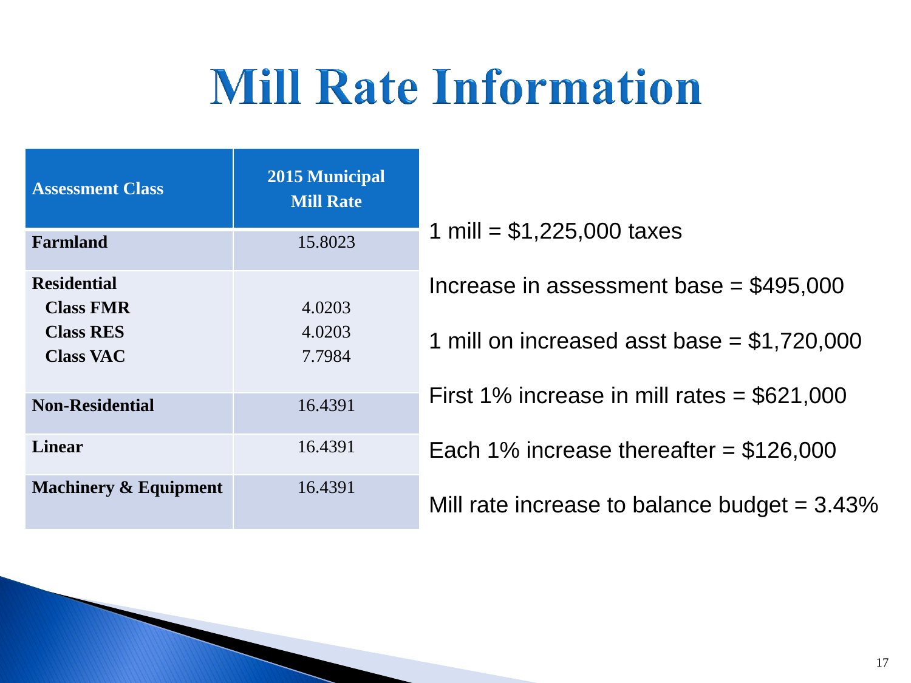# Mill Rate Information

| Assessment Class | 2015 Municipal Mill Rate |
|---|---|
| **Farmland** | 15.8023 |
| **Residential** | |
| **Class FMR** | 4.0203 |
| **Class RES** | 4.0203 |
| **Class VAC** | 7.7984 |
| **Non-Residential** | 16.4391 |
| **Linear** | 16.4391 |
| **Machinery & Equipment** | 16.4391 |

1 mill = $1,225,000 taxes

Increase in assessment base = $495,000

1 mill on increased asst base = $1,720,000

First 1% increase in mill rates = $621,000

Each 1% increase thereafter = $126,000

Mill rate increase to balance budget = 3.43%